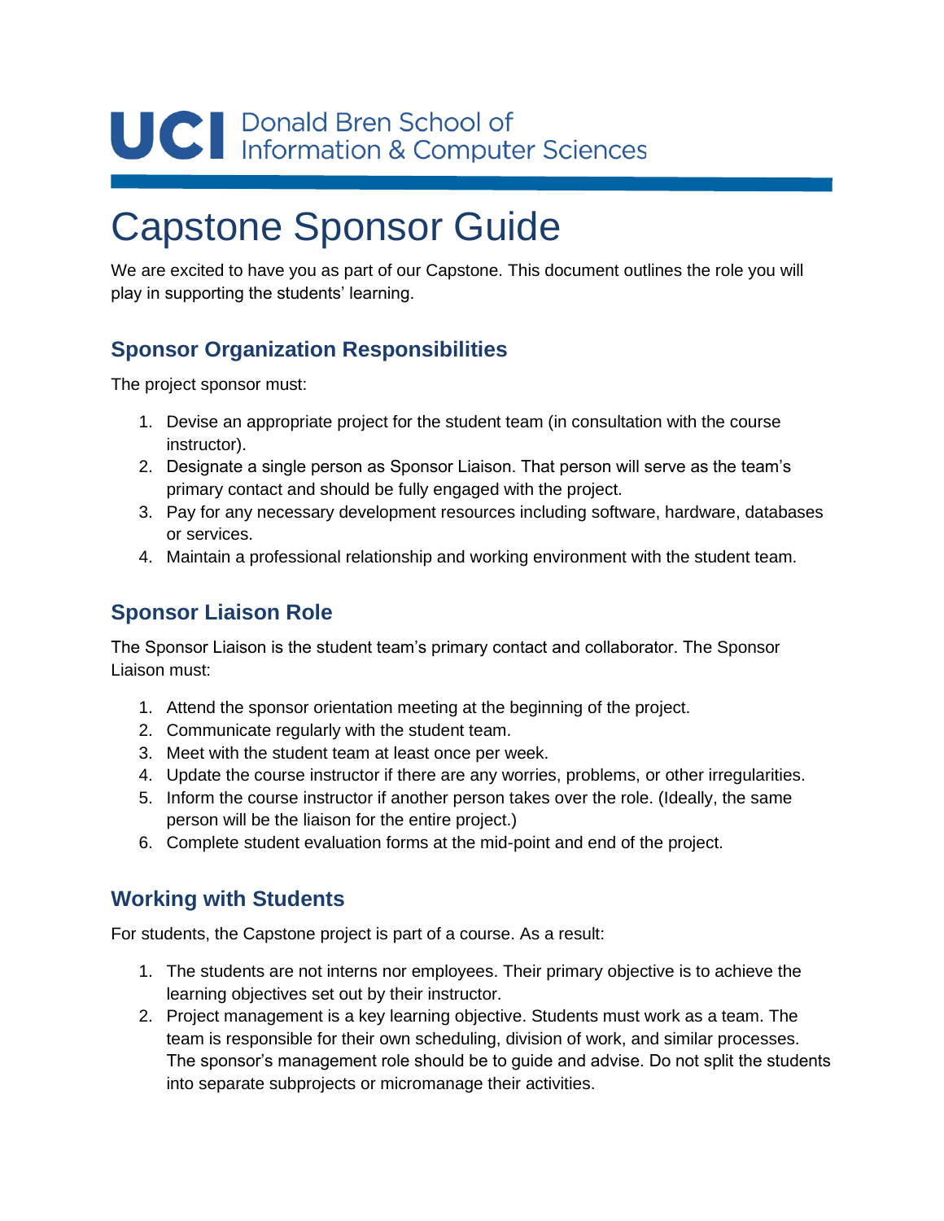UCI Donald Bren School of Information & Computer Sciences

# Capstone Sponsor Guide

We are excited to have you as part of our Capstone. This document outlines the role you will play in supporting the students' learning.

## Sponsor Organization Responsibilities

The project sponsor must:

1. Devise an appropriate project for the student team (in consultation with the course instructor).
2. Designate a single person as Sponsor Liaison. That person will serve as the team's primary contact and should be fully engaged with the project.
3. Pay for any necessary development resources including software, hardware, databases or services.
4. Maintain a professional relationship and working environment with the student team.

## Sponsor Liaison Role

The Sponsor Liaison is the student team's primary contact and collaborator. The Sponsor Liaison must:

1. Attend the sponsor orientation meeting at the beginning of the project.
2. Communicate regularly with the student team.
3. Meet with the student team at least once per week.
4. Update the course instructor if there are any worries, problems, or other irregularities.
5. Inform the course instructor if another person takes over the role. (Ideally, the same person will be the liaison for the entire project.)
6. Complete student evaluation forms at the mid-point and end of the project.

## Working with Students

For students, the Capstone project is part of a course. As a result:

1. The students are not interns nor employees. Their primary objective is to achieve the learning objectives set out by their instructor.
2. Project management is a key learning objective. Students must work as a team. The team is responsible for their own scheduling, division of work, and similar processes. The sponsor's management role should be to guide and advise. Do not split the students into separate subprojects or micromanage their activities.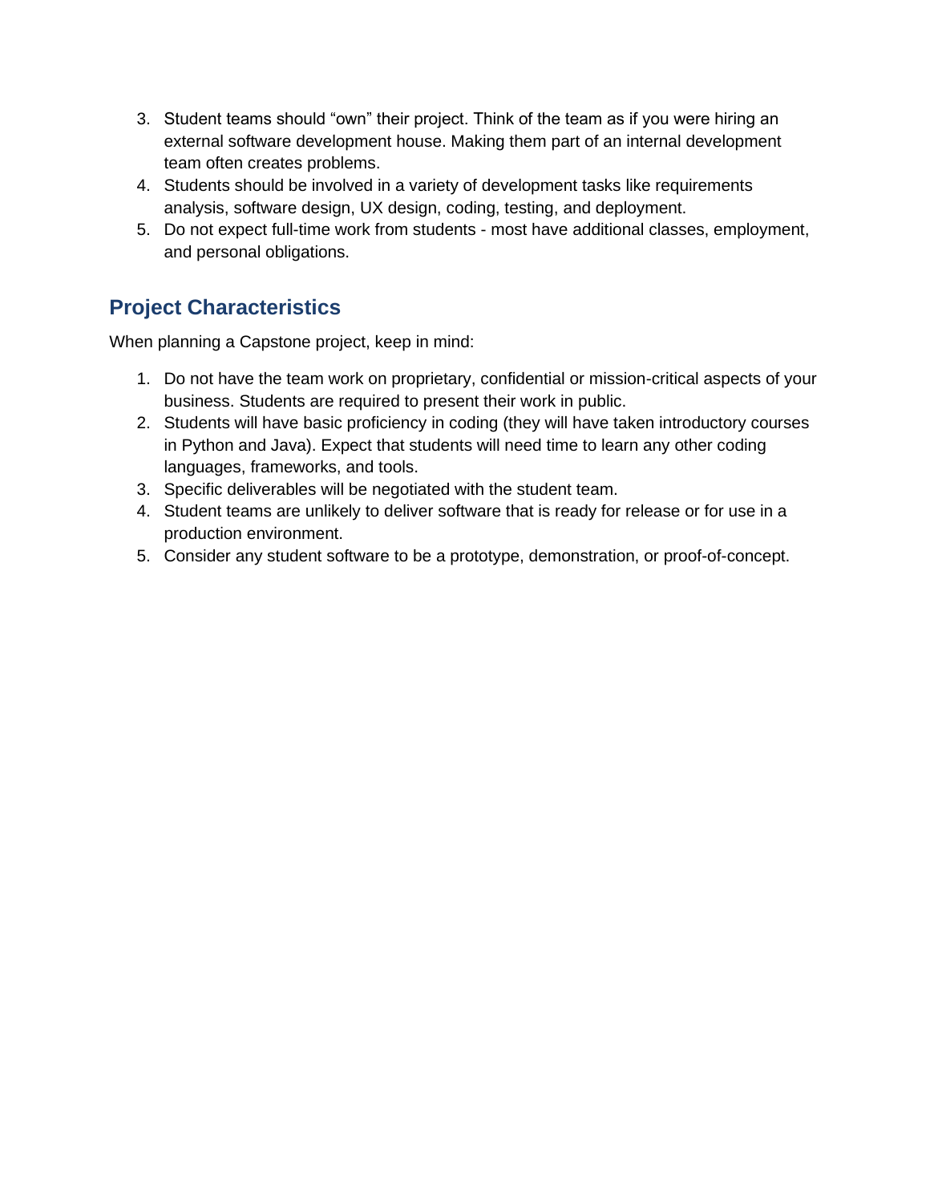3. Student teams should "own" their project. Think of the team as if you were hiring an external software development house. Making them part of an internal development team often creates problems.
4. Students should be involved in a variety of development tasks like requirements analysis, software design, UX design, coding, testing, and deployment.
5. Do not expect full-time work from students - most have additional classes, employment, and personal obligations.

## Project Characteristics

When planning a Capstone project, keep in mind:

1. Do not have the team work on proprietary, confidential or mission-critical aspects of your business. Students are required to present their work in public.
2. Students will have basic proficiency in coding (they will have taken introductory courses in Python and Java). Expect that students will need time to learn any other coding languages, frameworks, and tools.
3. Specific deliverables will be negotiated with the student team.
4. Student teams are unlikely to deliver software that is ready for release or for use in a production environment.
5. Consider any student software to be a prototype, demonstration, or proof-of-concept.